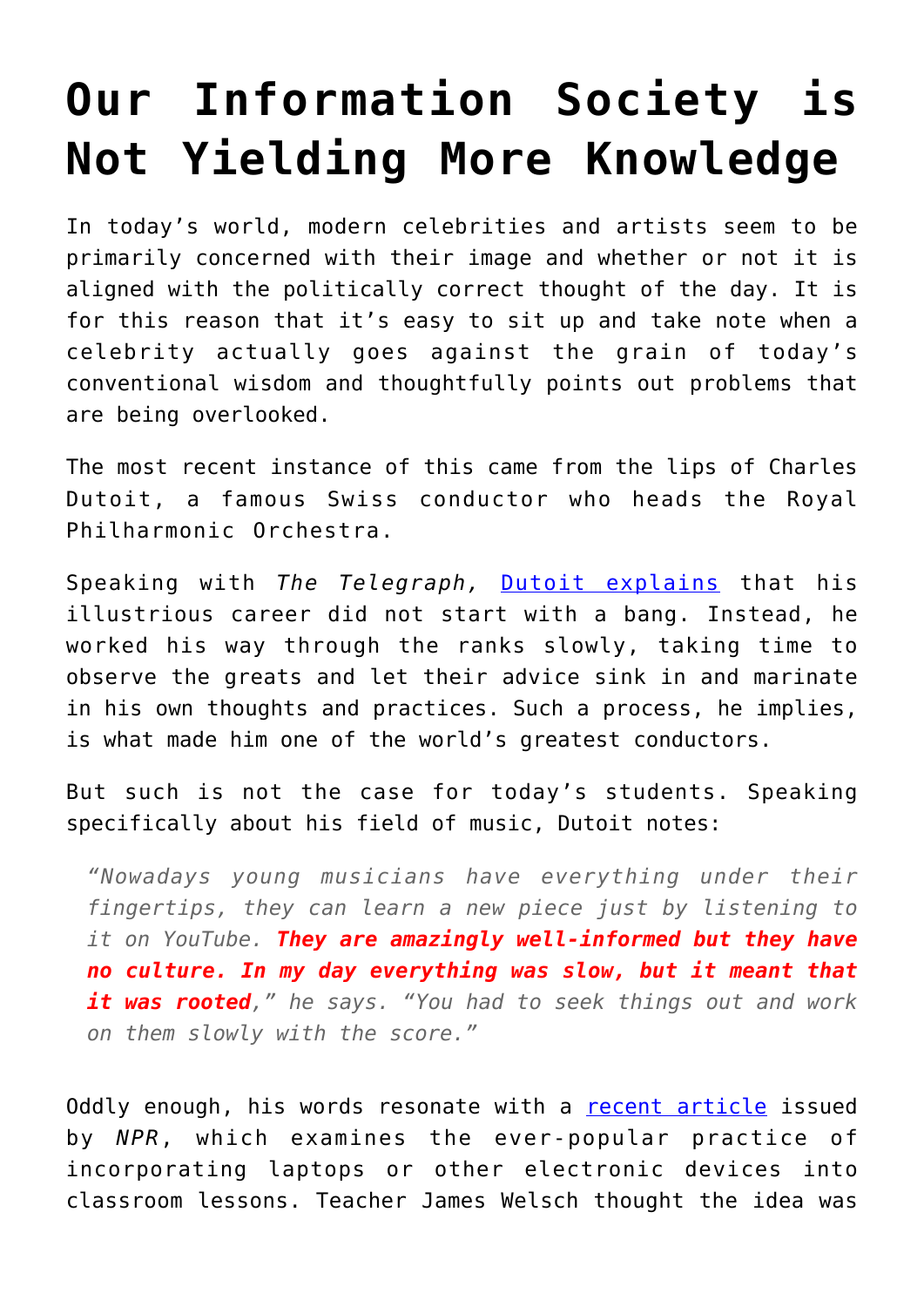# Our Information Society is Not Yielding More Knowledge

In today's world, modern celebrities and artists seem to be primarily concerned with their image and whether or not it is aligned with the politically correct thought of the day. It is for this reason that it's easy to sit up and take note when a celebrity actually goes against the grain of today's conventional wisdom and thoughtfully points out problems that are being overlooked.

The most recent instance of this came from the lips of Charles Dutoit, a famous Swiss conductor who heads the Royal Philharmonic Orchestra.

Speaking with *The Telegraph,* Dutoit explains that his illustrious career did not start with a bang. Instead, he worked his way through the ranks slowly, taking time to observe the greats and let their advice sink in and marinate in his own thoughts and practices. Such a process, he implies, is what made him one of the world's greatest conductors.

But such is not the case for today's students. Speaking specifically about his field of music, Dutoit notes:

> *"Nowadays young musicians have everything under their fingertips, they can learn a new piece just by listening to it on YouTube.* ***They are amazingly well-informed but they have no culture. In my day everything was slow, but it meant that it was rooted****," he says. "You had to seek things out and work on them slowly with the score."*

Oddly enough, his words resonate with a recent article issued by *NPR*, which examines the ever-popular practice of incorporating laptops or other electronic devices into classroom lessons. Teacher James Welsch thought the idea was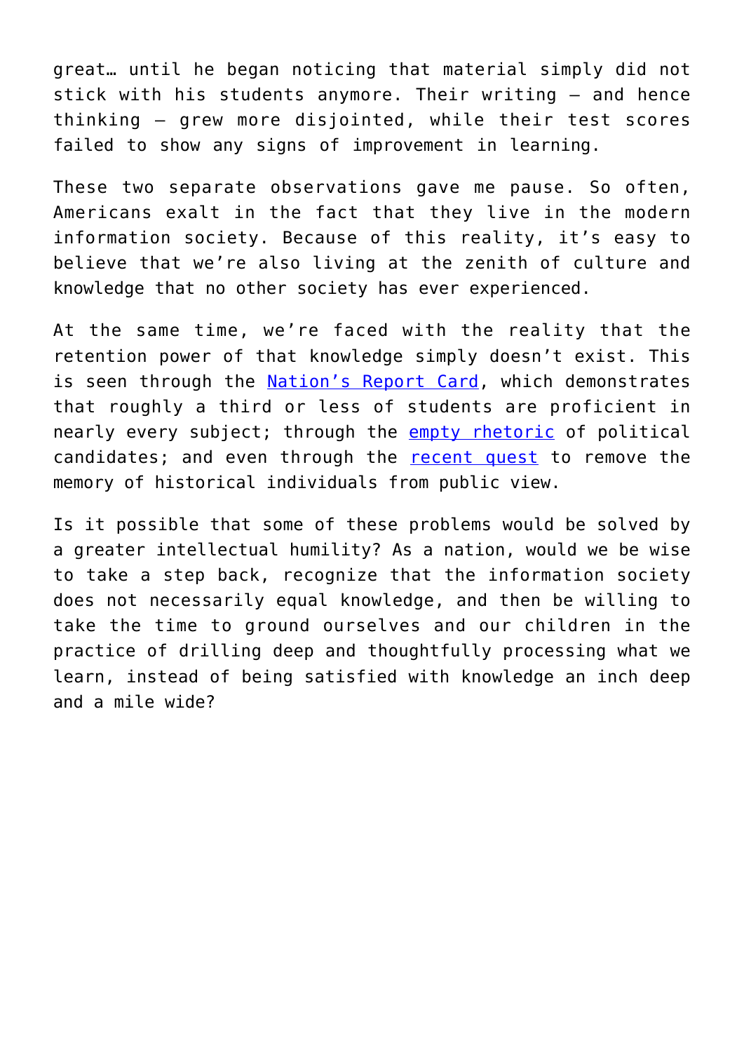great… until he began noticing that material simply did not stick with his students anymore. Their writing – and hence thinking – grew more disjointed, while their test scores failed to show any signs of improvement in learning.

These two separate observations gave me pause. So often, Americans exalt in the fact that they live in the modern information society. Because of this reality, it's easy to believe that we're also living at the zenith of culture and knowledge that no other society has ever experienced.

At the same time, we're faced with the reality that the retention power of that knowledge simply doesn't exist. This is seen through the Nation's Report Card, which demonstrates that roughly a third or less of students are proficient in nearly every subject; through the empty rhetoric of political candidates; and even through the recent quest to remove the memory of historical individuals from public view.

Is it possible that some of these problems would be solved by a greater intellectual humility? As a nation, would we be wise to take a step back, recognize that the information society does not necessarily equal knowledge, and then be willing to take the time to ground ourselves and our children in the practice of drilling deep and thoughtfully processing what we learn, instead of being satisfied with knowledge an inch deep and a mile wide?